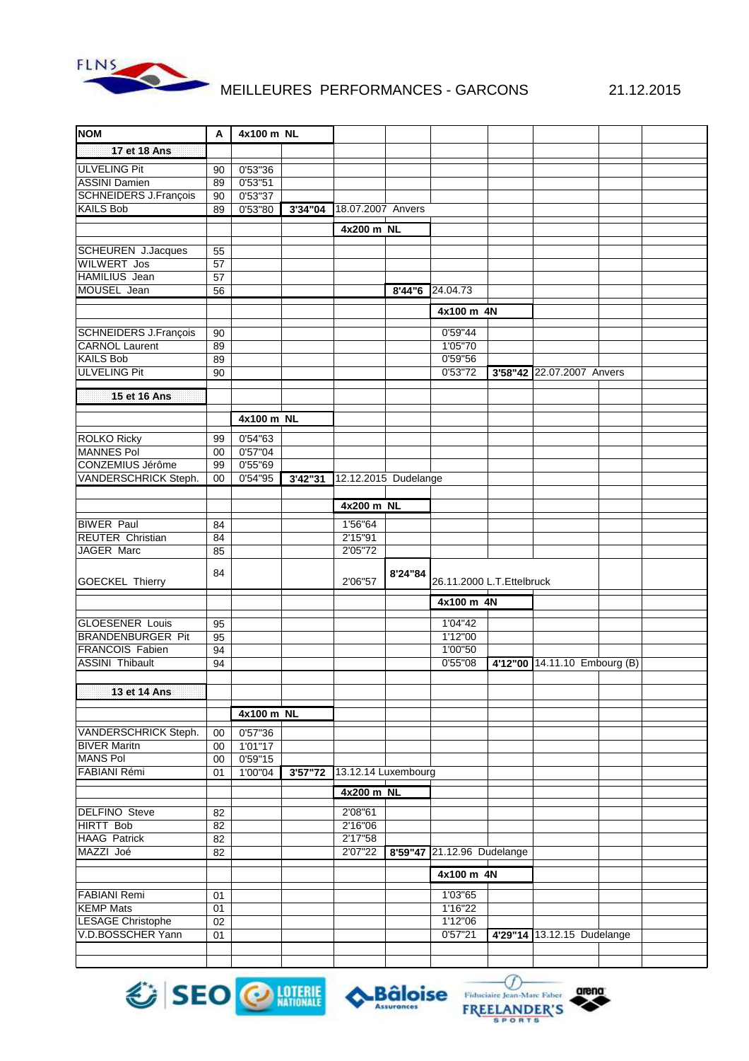# MEILLEURES PERFORMANCES - GARCONS

21.12.2015

| NOM | A | 4x100 m NL | | | | | | | |
|---|---|---|---|---|---|---|---|---|---|
| **17 et 18 Ans** | | | | | | | | | |
| ULVELING Pit | 90 | 0'53"36 | | | | | | | |
| ASSINI Damien | 89 | 0'53"51 | | | | | | | |
| SCHNEIDERS J.François | 90 | 0'53"37 | | | | | | | |
| KAILS Bob | 89 | 0'53"80 | **3'34"04** | 18.07.2007 Anvers | | | | | |
| | | | | **4x200 m NL** | | | | | |
| SCHEUREN J.Jacques | 55 | | | | | | | | |
| WILWERT Jos | 57 | | | | | | | | |
| HAMILIUS Jean | 57 | | | | | | | | |
| MOUSEL Jean | 56 | | | | **8'44"6** | 24.04.73 | | | |
| | | | | | | **4x100 m 4N** | | | |
| SCHNEIDERS J.François | 90 | | | | | 0'59"44 | | | |
| CARNOL Laurent | 89 | | | | | 1'05"70 | | | |
| KAILS Bob | 89 | | | | | 0'59"56 | | | |
| ULVELING Pit | 90 | | | | | 0'53"72 | **3'58"42** | 22.07.2007 Anvers | |
| **15 et 16 Ans** | | | | | | | | | |
| | | **4x100 m NL** | | | | | | | |
| ROLKO Ricky | 99 | 0'54"63 | | | | | | | |
| MANNES Pol | 00 | 0'57"04 | | | | | | | |
| CONZEMIUS Jérôme | 99 | 0'55"69 | | | | | | | |
| VANDERSCHRICK Steph. | 00 | 0'54"95 | **3'42"31** | 12.12.2015 Dudelange | | | | | |
| | | | | **4x200 m NL** | | | | | |
| BIWER Paul | 84 | | | 1'56"64 | | | | | |
| REUTER Christian | 84 | | | 2'15"91 | | | | | |
| JAGER Marc | 85 | | | 2'05"72 | | | | | |
| GOECKEL Thierry | 84 | | | 2'06"57 | **8'24"84** | 26.11.2000 L.T.Ettelbruck | | | |
| | | | | | | **4x100 m 4N** | | | |
| GLOESENER Louis | 95 | | | | | 1'04"42 | | | |
| BRANDENBURGER Pit | 95 | | | | | 1'12"00 | | | |
| FRANCOIS Fabien | 94 | | | | | 1'00"50 | | | |
| ASSINI Thibault | 94 | | | | | 0'55"08 | **4'12"00** | 14.11.10 Embourg (B) | |
| **13 et 14 Ans** | | | | | | | | | |
| | | **4x100 m NL** | | | | | | | |
| VANDERSCHRICK Steph. | 00 | 0'57"36 | | | | | | | |
| BIVER Maritn | 00 | 1'01"17 | | | | | | | |
| MANS Pol | 00 | 0'59"15 | | | | | | | |
| FABIANI Rémi | 01 | 1'00"04 | **3'57"72** | 13.12.14 Luxembourg | | | | | |
| | | | | **4x200 m NL** | | | | | |
| DELFINO Steve | 82 | | | 2'08"61 | | | | | |
| HIRTT Bob | 82 | | | 2'16"06 | | | | | |
| HAAG Patrick | 82 | | | 2'17"58 | | | | | |
| MAZZI Joé | 82 | | | 2'07"22 | **8'59"47** | 21.12.96 Dudelange | | | |
| | | | | | | **4x100 m 4N** | | | |
| FABIANI Remi | 01 | | | | | 1'03"65 | | | |
| KEMP Mats | 01 | | | | | 1'16"22 | | | |
| LESAGE Christophe | 02 | | | | | 1'12"06 | | | |
| V.D.BOSSCHER Yann | 01 | | | | | 0'57"21 | **4'29"14** | 13.12.15 Dudelange | |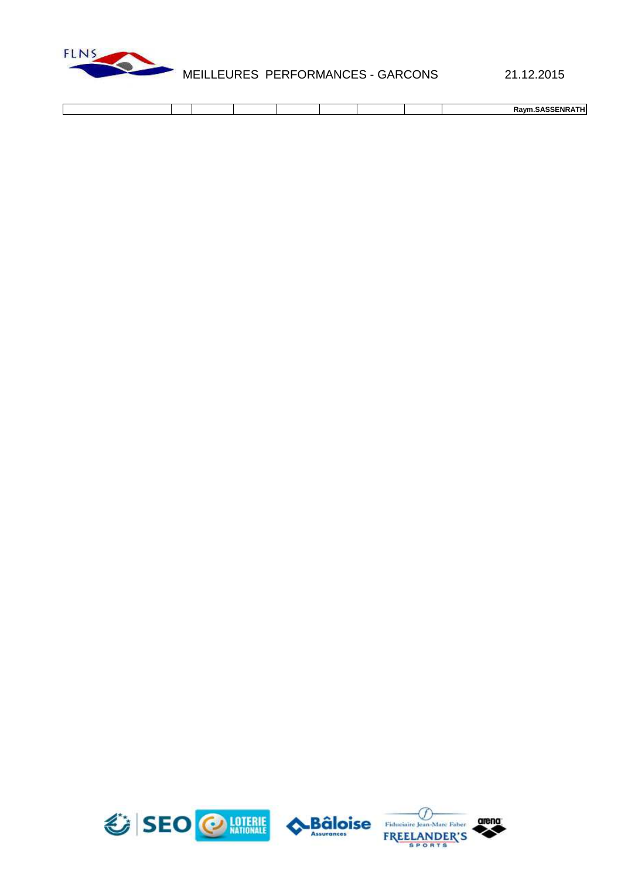| | | | | | | | | |
|---|---|---|---|---|---|---|---|---|
| | | | | | | | | **Raym.SASSENRATH** |